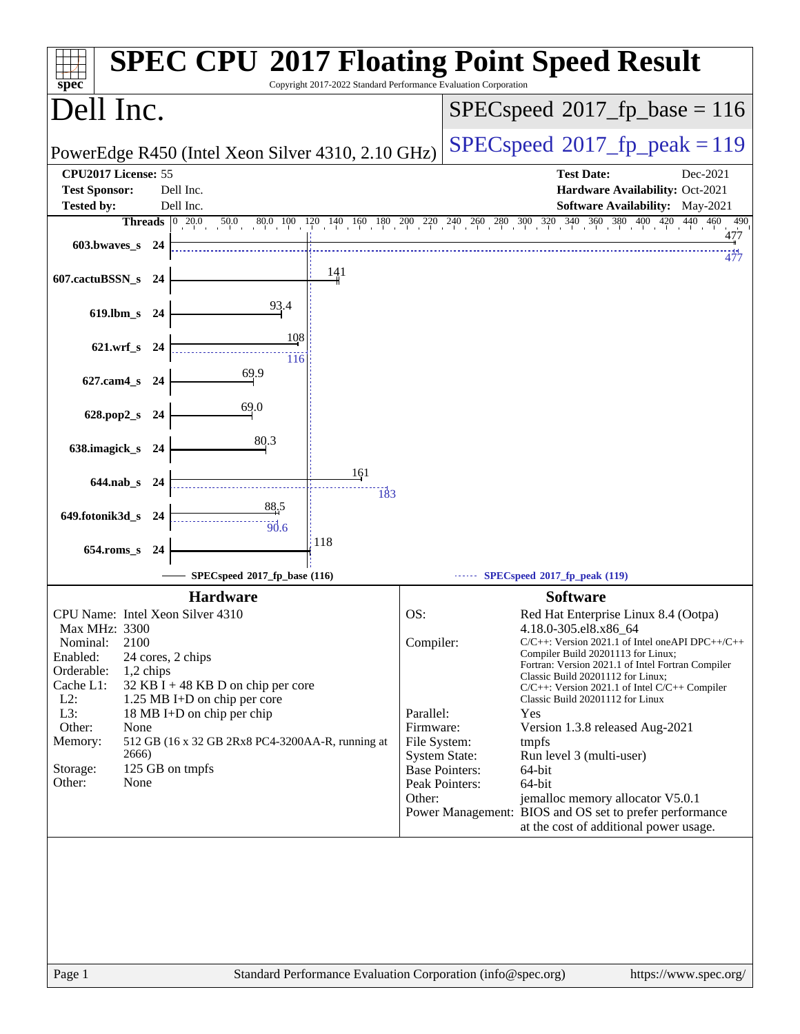# SPEC CPU 2017 Floating Point Speed Result

Copyright 2017-2022 Standard Performance Evaluation Corporation

## Dell Inc.

PowerEdge R450 (Intel Xeon Silver 4310, 2.10 GHz)

SPECspeed 2017_fp_base = 116

SPECspeed 2017_fp_peak = 119

| | | | |
|---|---|---|---|
| **CPU2017 License:** | 55 | **Test Date:** | Dec-2021 |
| **Test Sponsor:** | Dell Inc. | **Hardware Availability:** | Oct-2021 |
| **Tested by:** | Dell Inc. | **Software Availability:** | May-2021 |

| Benchmark | Threads | Base | Peak |
|---|---|---|---|
| 603.bwaves_s | 24 | 477 | 477 |
| 607.cactuBSSN_s | 24 | 141 | |
| 619.lbm_s | 24 | 93.4 | |
| 621.wrf_s | 24 | 108 | 116 |
| 627.cam4_s | 24 | 69.9 | |
| 628.pop2_s | 24 | 69.0 | |
| 638.imagick_s | 24 | 80.3 | |
| 644.nab_s | 24 | 161 | 183 |
| 649.fotonik3d_s | 24 | 88.5 | 90.6 |
| 654.roms_s | 24 | 118 | |

SPECspeed 2017_fp_base (116) — SPECspeed 2017_fp_peak (119)

### Hardware

| | |
|---|---|
| CPU Name: | Intel Xeon Silver 4310 |
| Max MHz: | 3300 |
| Nominal: | 2100 |
| Enabled: | 24 cores, 2 chips |
| Orderable: | 1,2 chips |
| Cache L1: | 32 KB I + 48 KB D on chip per core |
| L2: | 1.25 MB I+D on chip per core |
| L3: | 18 MB I+D on chip per chip |
| Other: | None |
| Memory: | 512 GB (16 x 32 GB 2Rx8 PC4-3200AA-R, running at 2666) |
| Storage: | 125 GB on tmpfs |
| Other: | None |

### Software

| | |
|---|---|
| OS: | Red Hat Enterprise Linux 8.4 (Ootpa) 4.18.0-305.el8.x86_64 |
| Compiler: | C/C++: Version 2021.1 of Intel oneAPI DPC++/C++ Compiler Build 20201113 for Linux; Fortran: Version 2021.1 of Intel Fortran Compiler Classic Build 20201112 for Linux; C/C++: Version 2021.1 of Intel C/C++ Compiler Classic Build 20201112 for Linux |
| Parallel: | Yes |
| Firmware: | Version 1.3.8 released Aug-2021 |
| File System: | tmpfs |
| System State: | Run level 3 (multi-user) |
| Base Pointers: | 64-bit |
| Peak Pointers: | 64-bit |
| Other: | jemalloc memory allocator V5.0.1 |
| Power Management: | BIOS and OS set to prefer performance at the cost of additional power usage. |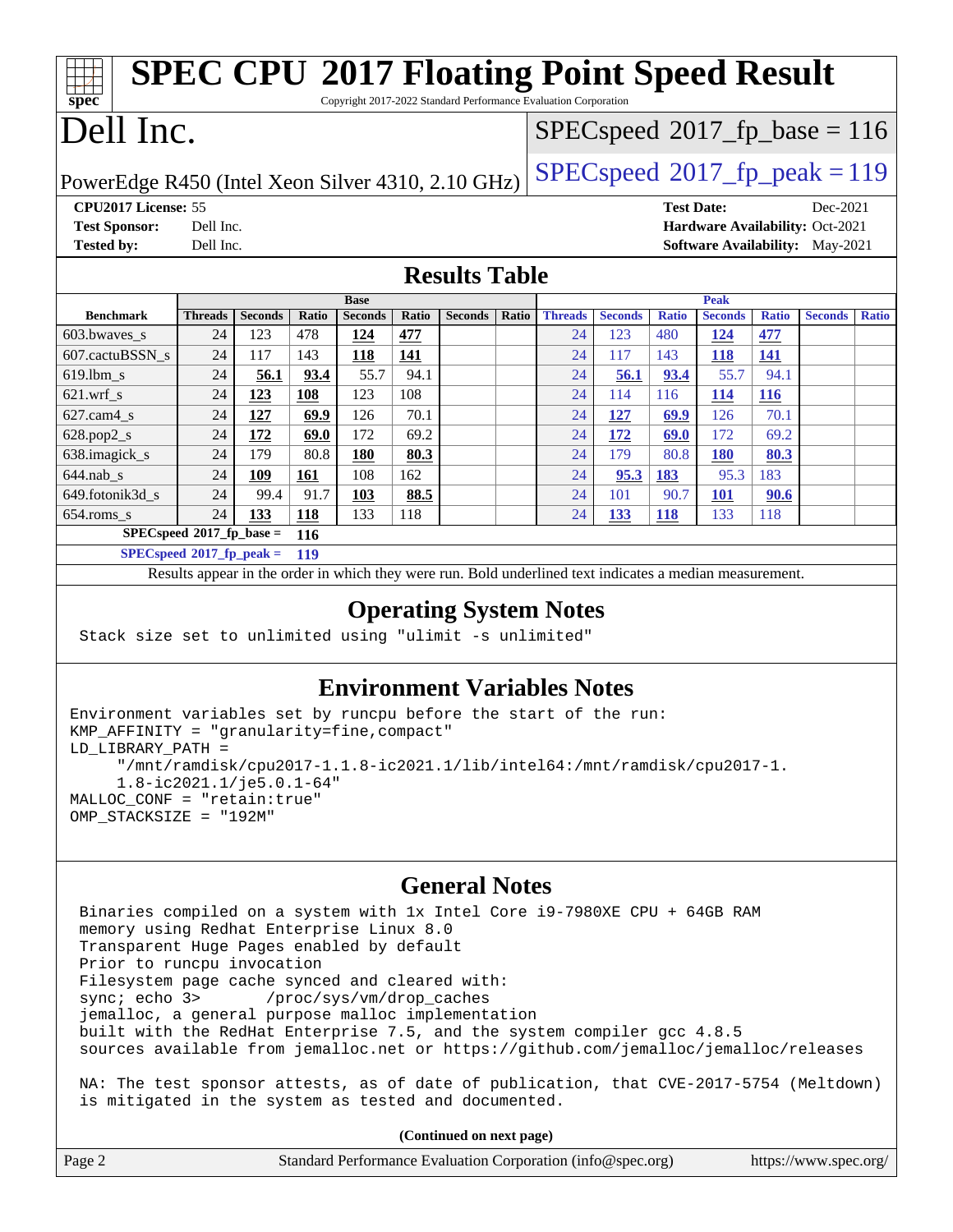# SPEC CPU 2017 Floating Point Speed Result

Copyright 2017-2022 Standard Performance Evaluation Corporation

# Dell Inc.

PowerEdge R450 (Intel Xeon Silver 4310, 2.10 GHz)

SPECspeed 2017_fp_base = 116

SPECspeed 2017_fp_peak = 119

**CPU2017 License:** 55
**Test Sponsor:** Dell Inc.
**Tested by:** Dell Inc.

**Test Date:** Dec-2021
**Hardware Availability:** Oct-2021
**Software Availability:** May-2021

## Results Table

| Benchmark | Base | | | | | | | Peak | | | | | | |
|---|---|---|---|---|---|---|---|---|---|---|---|---|---|---|
| | Threads | Seconds | Ratio | Seconds | Ratio | Seconds | Ratio | Threads | Seconds | Ratio | Seconds | Ratio | Seconds | Ratio |
| 603.bwaves_s | 24 | 123 | 478 | **124** | **477** | | | 24 | 123 | 480 | **124** | **477** | | |
| 607.cactuBSSN_s | 24 | 117 | 143 | **118** | **141** | | | 24 | 117 | 143 | **118** | **141** | | |
| 619.lbm_s | 24 | **56.1** | **93.4** | 55.7 | 94.1 | | | 24 | **56.1** | **93.4** | 55.7 | 94.1 | | |
| 621.wrf_s | 24 | **123** | **108** | 123 | 108 | | | 24 | 114 | 116 | **114** | **116** | | |
| 627.cam4_s | 24 | **127** | **69.9** | 126 | 70.1 | | | 24 | **127** | **69.9** | 126 | 70.1 | | |
| 628.pop2_s | 24 | **172** | **69.0** | 172 | 69.2 | | | 24 | **172** | **69.0** | 172 | 69.2 | | |
| 638.imagick_s | 24 | 179 | 80.8 | **180** | **80.3** | | | 24 | 179 | 80.8 | **180** | **80.3** | | |
| 644.nab_s | 24 | **109** | **161** | 108 | 162 | | | 24 | **95.3** | **183** | 95.3 | 183 | | |
| 649.fotonik3d_s | 24 | 99.4 | 91.7 | **103** | **88.5** | | | 24 | 101 | 90.7 | **101** | **90.6** | | |
| 654.roms_s | 24 | **133** | **118** | 133 | 118 | | | 24 | **133** | **118** | 133 | 118 | | |

**SPECspeed 2017_fp_base = 116**

**SPECspeed 2017_fp_peak = 119**

Results appear in the order in which they were run. Bold underlined text indicates a median measurement.

## Operating System Notes

```
Stack size set to unlimited using "ulimit -s unlimited"
```

## Environment Variables Notes

```
Environment variables set by runcpu before the start of the run:
KMP_AFFINITY = "granularity=fine,compact"
LD_LIBRARY_PATH =
     "/mnt/ramdisk/cpu2017-1.1.8-ic2021.1/lib/intel64:/mnt/ramdisk/cpu2017-1.
     1.8-ic2021.1/je5.0.1-64"
MALLOC_CONF = "retain:true"
OMP_STACKSIZE = "192M"
```

## General Notes

```
Binaries compiled on a system with 1x Intel Core i9-7980XE CPU + 64GB RAM
memory using Redhat Enterprise Linux 8.0
Transparent Huge Pages enabled by default
Prior to runcpu invocation
Filesystem page cache synced and cleared with:
sync; echo 3>       /proc/sys/vm/drop_caches
jemalloc, a general purpose malloc implementation
built with the RedHat Enterprise 7.5, and the system compiler gcc 4.8.5
sources available from jemalloc.net or https://github.com/jemalloc/jemalloc/releases

NA: The test sponsor attests, as of date of publication, that CVE-2017-5754 (Meltdown)
is mitigated in the system as tested and documented.
```

**(Continued on next page)**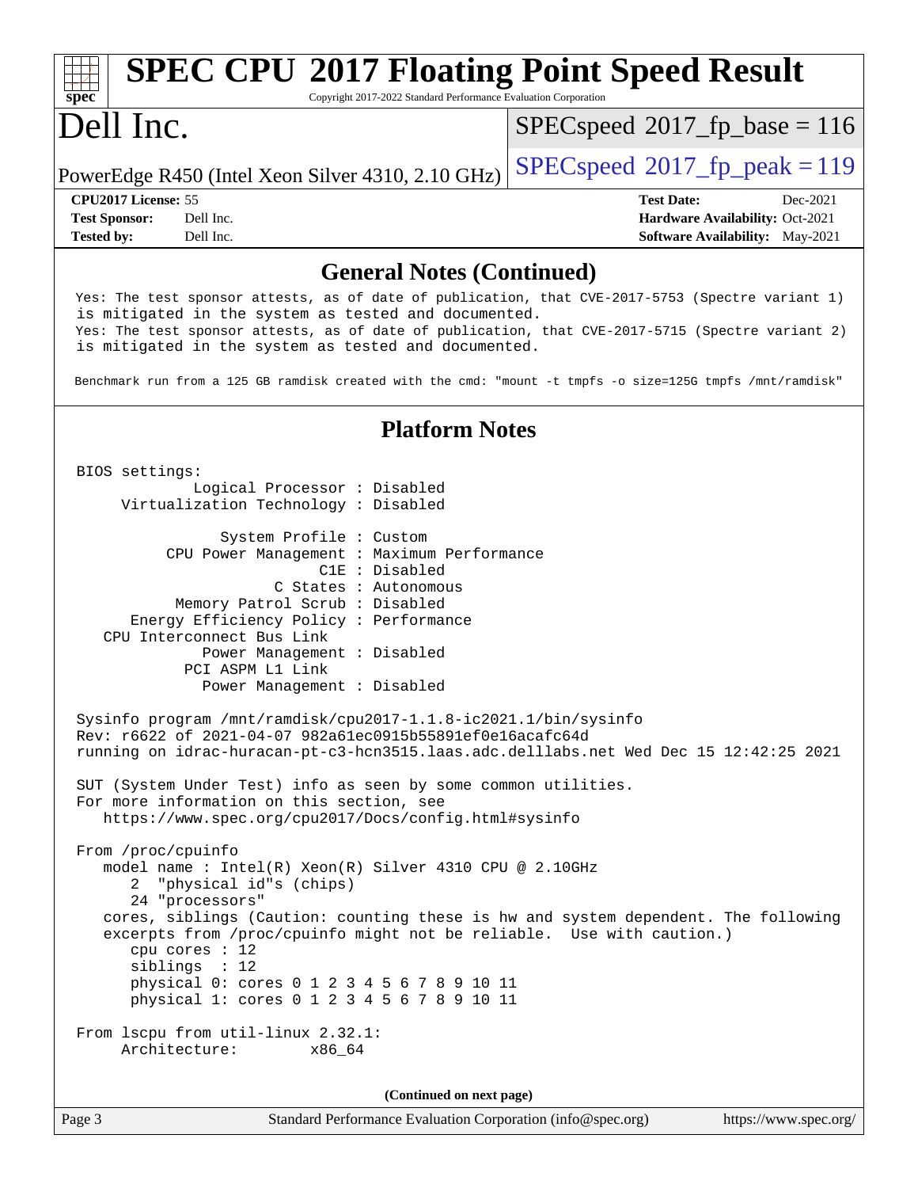## General Notes (Continued)

```
Yes: The test sponsor attests, as of date of publication, that CVE-2017-5753 (Spectre variant 1)
is mitigated in the system as tested and documented.
Yes: The test sponsor attests, as of date of publication, that CVE-2017-5715 (Spectre variant 2)
is mitigated in the system as tested and documented.

Benchmark run from a 125 GB ramdisk created with the cmd: "mount -t tmpfs -o size=125G tmpfs /mnt/ramdisk"
```

## Platform Notes

```
BIOS settings:
          Logical Processor : Disabled
     Virtualization Technology : Disabled

              System Profile : Custom
        CPU Power Management : Maximum Performance
                         C1E : Disabled
                    C States : Autonomous
         Memory Patrol Scrub : Disabled
     Energy Efficiency Policy : Performance
   CPU Interconnect Bus Link
            Power Management : Disabled
          PCI ASPM L1 Link
            Power Management : Disabled

Sysinfo program /mnt/ramdisk/cpu2017-1.1.8-ic2021.1/bin/sysinfo
Rev: r6622 of 2021-04-07 982a61ec0915b55891ef0e16acafc64d
running on idrac-huracan-pt-c3-hcn3515.laas.adc.delllabs.net Wed Dec 15 12:42:25 2021

SUT (System Under Test) info as seen by some common utilities.
For more information on this section, see
   https://www.spec.org/cpu2017/Docs/config.html#sysinfo

From /proc/cpuinfo
   model name : Intel(R) Xeon(R) Silver 4310 CPU @ 2.10GHz
      2  "physical id"s (chips)
      24 "processors"
   cores, siblings (Caution: counting these is hw and system dependent. The following
   excerpts from /proc/cpuinfo might not be reliable.  Use with caution.)
      cpu cores : 12
      siblings  : 12
      physical 0: cores 0 1 2 3 4 5 6 7 8 9 10 11
      physical 1: cores 0 1 2 3 4 5 6 7 8 9 10 11

From lscpu from util-linux 2.32.1:
     Architecture:        x86_64
```

(Continued on next page)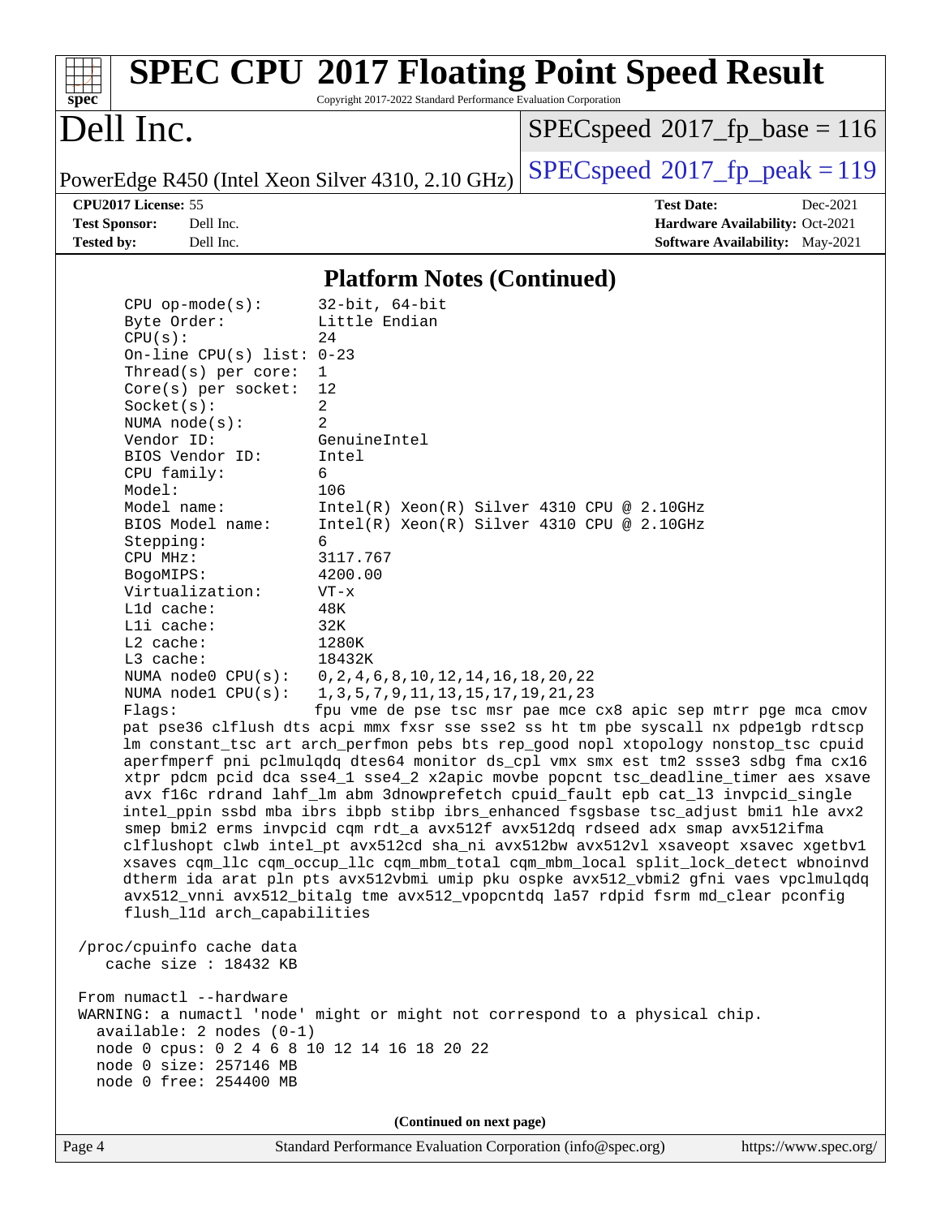## Platform Notes (Continued)

```
CPU op-mode(s):      32-bit, 64-bit
Byte Order:          Little Endian
CPU(s):              24
On-line CPU(s) list: 0-23
Thread(s) per core:  1
Core(s) per socket:  12
Socket(s):           2
NUMA node(s):        2
Vendor ID:           GenuineIntel
BIOS Vendor ID:      Intel
CPU family:          6
Model:               106
Model name:          Intel(R) Xeon(R) Silver 4310 CPU @ 2.10GHz
BIOS Model name:     Intel(R) Xeon(R) Silver 4310 CPU @ 2.10GHz
Stepping:            6
CPU MHz:             3117.767
BogoMIPS:            4200.00
Virtualization:      VT-x
L1d cache:           48K
L1i cache:           32K
L2 cache:            1280K
L3 cache:            18432K
NUMA node0 CPU(s):   0,2,4,6,8,10,12,14,16,18,20,22
NUMA node1 CPU(s):   1,3,5,7,9,11,13,15,17,19,21,23
Flags:               fpu vme de pse tsc msr pae mce cx8 apic sep mtrr pge mca cmov
pat pse36 clflush dts acpi mmx fxsr sse sse2 ss ht tm pbe syscall nx pdpe1gb rdtscp
lm constant_tsc art arch_perfmon pebs bts rep_good nopl xtopology nonstop_tsc cpuid
aperfmperf pni pclmulqdq dtes64 monitor ds_cpl vmx smx est tm2 ssse3 sdbg fma cx16
xtpr pdcm pcid dca sse4_1 sse4_2 x2apic movbe popcnt tsc_deadline_timer aes xsave
avx f16c rdrand lahf_lm abm 3dnowprefetch cpuid_fault epb cat_l3 invpcid_single
intel_ppin ssbd mba ibrs ibpb stibp ibrs_enhanced fsgsbase tsc_adjust bmi1 hle avx2
smep bmi2 erms invpcid cqm rdt_a avx512f avx512dq rdseed adx smap avx512ifma
clflushopt clwb intel_pt avx512cd sha_ni avx512bw avx512vl xsaveopt xsavec xgetbv1
xsaves cqm_llc cqm_occup_llc cqm_mbm_total cqm_mbm_local split_lock_detect wbnoinvd
dtherm ida arat pln pts avx512vbmi umip pku ospke avx512_vbmi2 gfni vaes vpclmulqdq
avx512_vnni avx512_bitalg tme avx512_vpopcntdq la57 rdpid fsrm md_clear pconfig
flush_l1d arch_capabilities

/proc/cpuinfo cache data
   cache size : 18432 KB

From numactl --hardware
WARNING: a numactl 'node' might or might not correspond to a physical chip.
  available: 2 nodes (0-1)
  node 0 cpus: 0 2 4 6 8 10 12 14 16 18 20 22
  node 0 size: 257146 MB
  node 0 free: 254400 MB
```

(Continued on next page)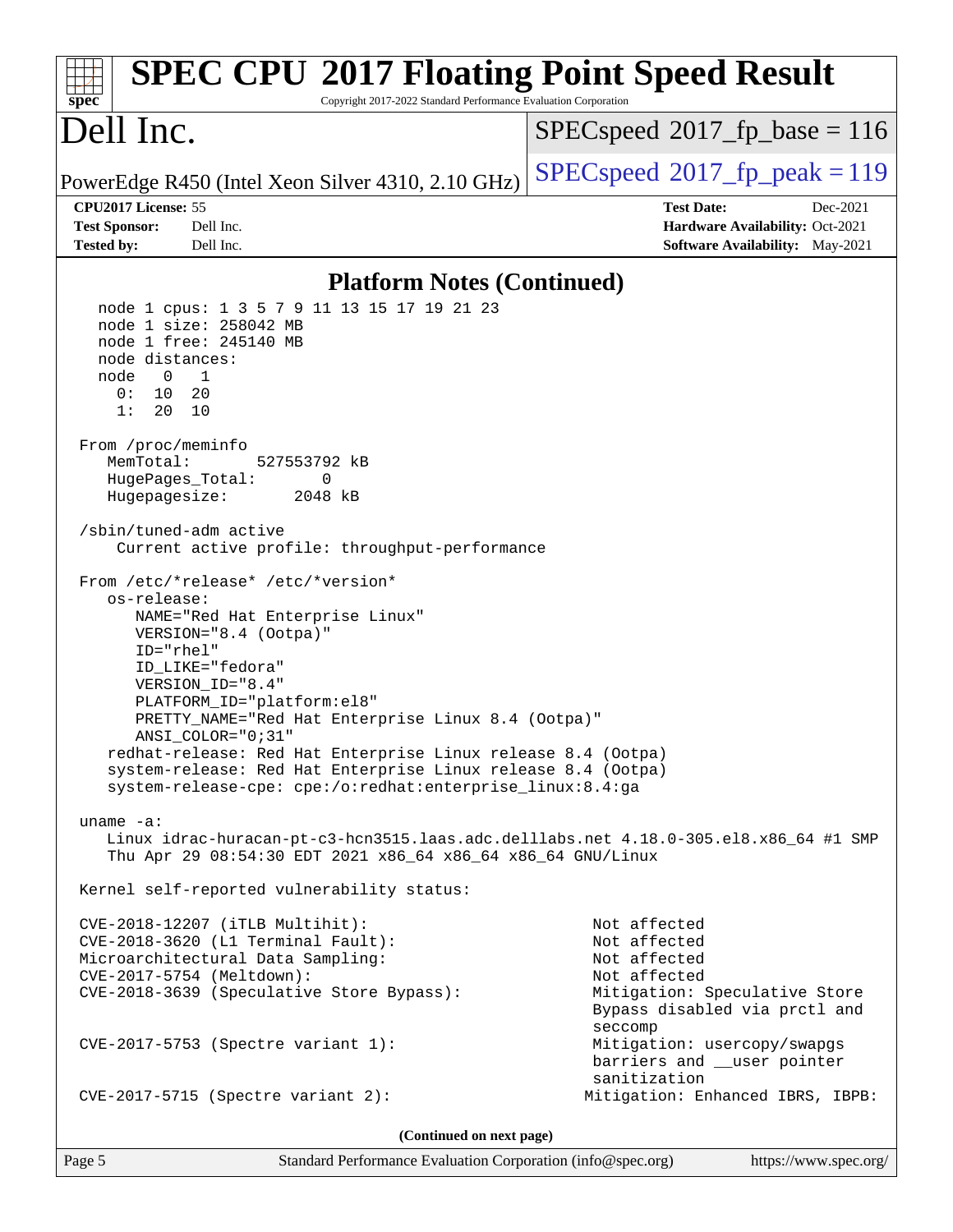## Platform Notes (Continued)

```
   node 1 cpus: 1 3 5 7 9 11 13 15 17 19 21 23
   node 1 size: 258042 MB
   node 1 free: 245140 MB
   node distances:
   node   0   1
     0:  10  20
     1:  20  10

 From /proc/meminfo
    MemTotal:       527553792 kB
    HugePages_Total:       0
    Hugepagesize:       2048 kB

 /sbin/tuned-adm active
     Current active profile: throughput-performance

 From /etc/*release* /etc/*version*
    os-release:
       NAME="Red Hat Enterprise Linux"
       VERSION="8.4 (Ootpa)"
       ID="rhel"
       ID_LIKE="fedora"
       VERSION_ID="8.4"
       PLATFORM_ID="platform:el8"
       PRETTY_NAME="Red Hat Enterprise Linux 8.4 (Ootpa)"
       ANSI_COLOR="0;31"
    redhat-release: Red Hat Enterprise Linux release 8.4 (Ootpa)
    system-release: Red Hat Enterprise Linux release 8.4 (Ootpa)
    system-release-cpe: cpe:/o:redhat:enterprise_linux:8.4:ga

 uname -a:
    Linux idrac-huracan-pt-c3-hcn3515.laas.adc.delllabs.net 4.18.0-305.el8.x86_64 #1 SMP
    Thu Apr 29 08:54:30 EDT 2021 x86_64 x86_64 x86_64 GNU/Linux

 Kernel self-reported vulnerability status:

 CVE-2018-12207 (iTLB Multihit):                          Not affected
 CVE-2018-3620 (L1 Terminal Fault):                       Not affected
 Microarchitectural Data Sampling:                        Not affected
 CVE-2017-5754 (Meltdown):                                Not affected
 CVE-2018-3639 (Speculative Store Bypass):                Mitigation: Speculative Store
                                                          Bypass disabled via prctl and
                                                          seccomp
 CVE-2017-5753 (Spectre variant 1):                       Mitigation: usercopy/swapgs
                                                          barriers and __user pointer
                                                          sanitization
 CVE-2017-5715 (Spectre variant 2):                      Mitigation: Enhanced IBRS, IBPB:
```

(Continued on next page)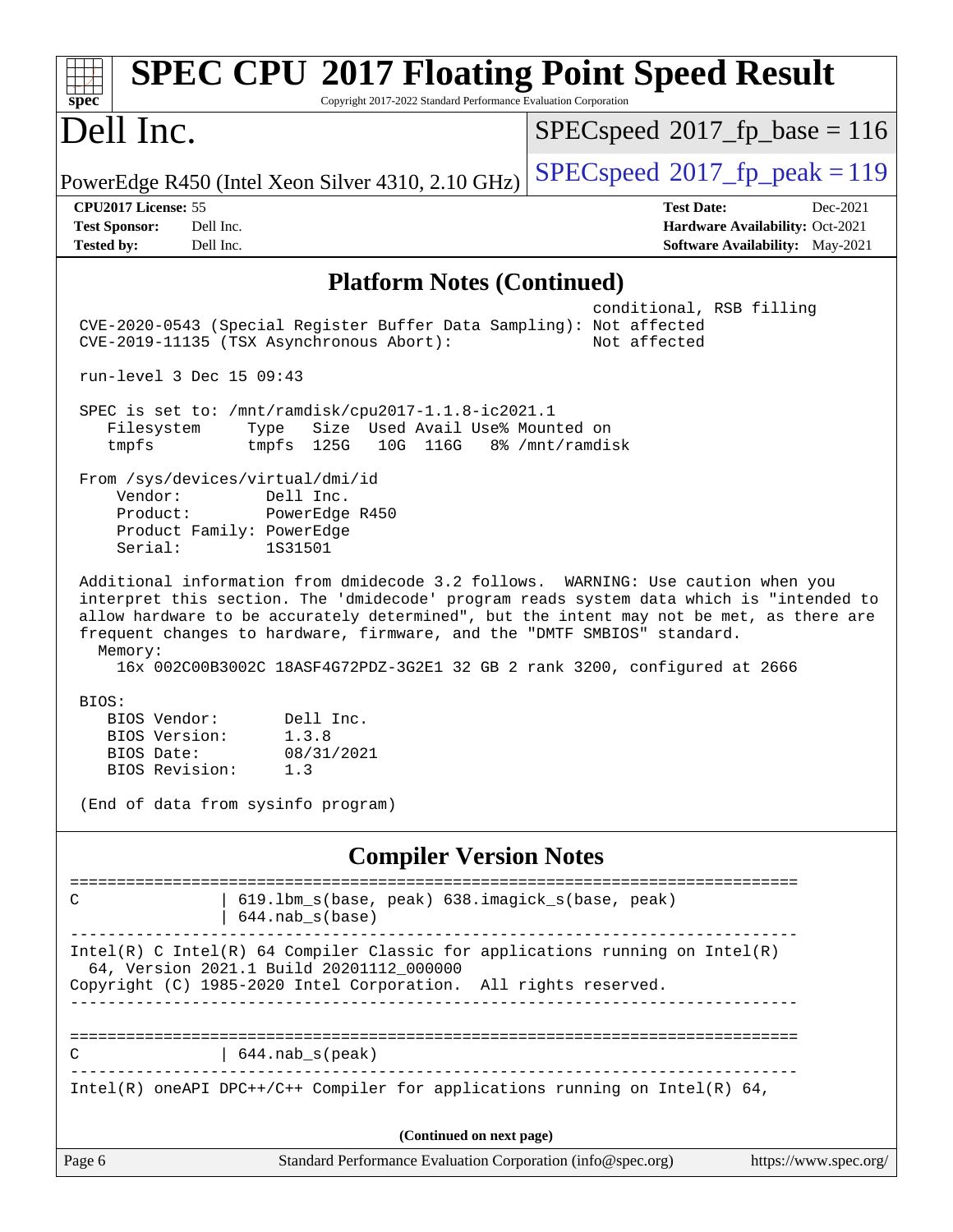## Platform Notes (Continued)

```
                                                    conditional, RSB filling
 CVE-2020-0543 (Special Register Buffer Data Sampling): Not affected
 CVE-2019-11135 (TSX Asynchronous Abort):               Not affected

 run-level 3 Dec 15 09:43

 SPEC is set to: /mnt/ramdisk/cpu2017-1.1.8-ic2021.1
    Filesystem     Type   Size  Used Avail Use% Mounted on
    tmpfs          tmpfs  125G   10G  116G   8% /mnt/ramdisk

 From /sys/devices/virtual/dmi/id
     Vendor:         Dell Inc.
     Product:        PowerEdge R450
     Product Family: PowerEdge
     Serial:         1S31501

 Additional information from dmidecode 3.2 follows.  WARNING: Use caution when you
 interpret this section. The 'dmidecode' program reads system data which is "intended to
 allow hardware to be accurately determined", but the intent may not be met, as there are
 frequent changes to hardware, firmware, and the "DMTF SMBIOS" standard.
   Memory:
     16x 002C00B3002C 18ASF4G72PDZ-3G2E1 32 GB 2 rank 3200, configured at 2666

 BIOS:
    BIOS Vendor:       Dell Inc.
    BIOS Version:      1.3.8
    BIOS Date:         08/31/2021
    BIOS Revision:     1.3

 (End of data from sysinfo program)
```

## Compiler Version Notes

```
==============================================================================
C               | 619.lbm_s(base, peak) 638.imagick_s(base, peak)
                | 644.nab_s(base)
------------------------------------------------------------------------------
Intel(R) C Intel(R) 64 Compiler Classic for applications running on Intel(R)
  64, Version 2021.1 Build 20201112_000000
Copyright (C) 1985-2020 Intel Corporation.  All rights reserved.
------------------------------------------------------------------------------

==============================================================================
C               | 644.nab_s(peak)
------------------------------------------------------------------------------
Intel(R) oneAPI DPC++/C++ Compiler for applications running on Intel(R) 64,
```

(Continued on next page)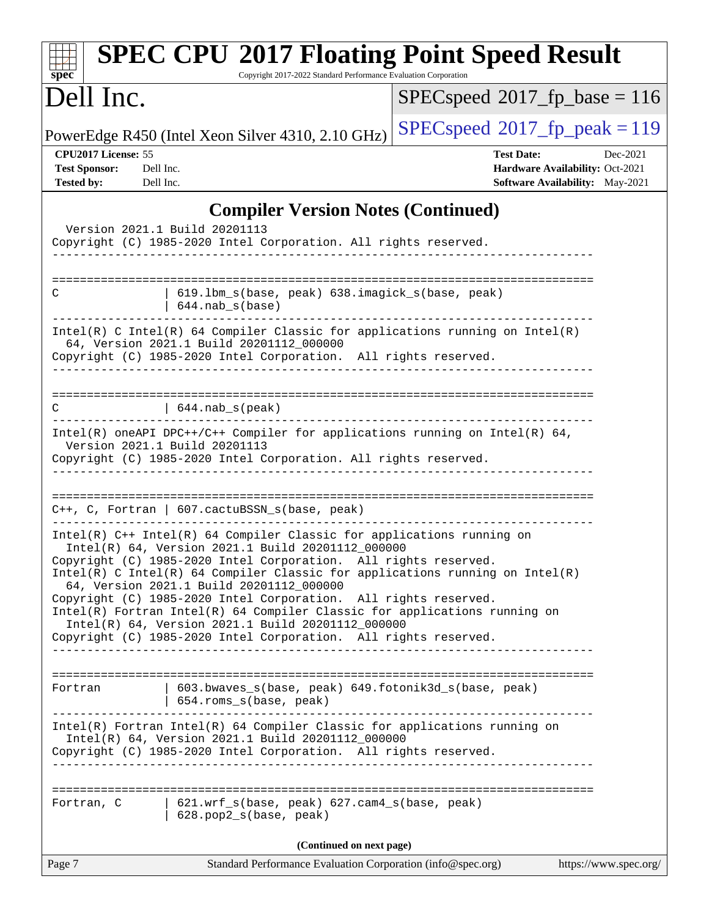## Compiler Version Notes (Continued)

```
  Version 2021.1 Build 20201113
Copyright (C) 1985-2020 Intel Corporation. All rights reserved.
------------------------------------------------------------------------------

==============================================================================
C               | 619.lbm_s(base, peak) 638.imagick_s(base, peak)
                | 644.nab_s(base)
------------------------------------------------------------------------------
Intel(R) C Intel(R) 64 Compiler Classic for applications running on Intel(R)
  64, Version 2021.1 Build 20201112_000000
Copyright (C) 1985-2020 Intel Corporation.  All rights reserved.
------------------------------------------------------------------------------

==============================================================================
C               | 644.nab_s(peak)
------------------------------------------------------------------------------
Intel(R) oneAPI DPC++/C++ Compiler for applications running on Intel(R) 64,
  Version 2021.1 Build 20201113
Copyright (C) 1985-2020 Intel Corporation. All rights reserved.
------------------------------------------------------------------------------

==============================================================================
C++, C, Fortran | 607.cactuBSSN_s(base, peak)
------------------------------------------------------------------------------
Intel(R) C++ Intel(R) 64 Compiler Classic for applications running on
  Intel(R) 64, Version 2021.1 Build 20201112_000000
Copyright (C) 1985-2020 Intel Corporation.  All rights reserved.
Intel(R) C Intel(R) 64 Compiler Classic for applications running on Intel(R)
  64, Version 2021.1 Build 20201112_000000
Copyright (C) 1985-2020 Intel Corporation.  All rights reserved.
Intel(R) Fortran Intel(R) 64 Compiler Classic for applications running on
  Intel(R) 64, Version 2021.1 Build 20201112_000000
Copyright (C) 1985-2020 Intel Corporation.  All rights reserved.
------------------------------------------------------------------------------

==============================================================================
Fortran         | 603.bwaves_s(base, peak) 649.fotonik3d_s(base, peak)
                | 654.roms_s(base, peak)
------------------------------------------------------------------------------
Intel(R) Fortran Intel(R) 64 Compiler Classic for applications running on
  Intel(R) 64, Version 2021.1 Build 20201112_000000
Copyright (C) 1985-2020 Intel Corporation.  All rights reserved.
------------------------------------------------------------------------------

==============================================================================
Fortran, C      | 621.wrf_s(base, peak) 627.cam4_s(base, peak)
                | 628.pop2_s(base, peak)
```

(Continued on next page)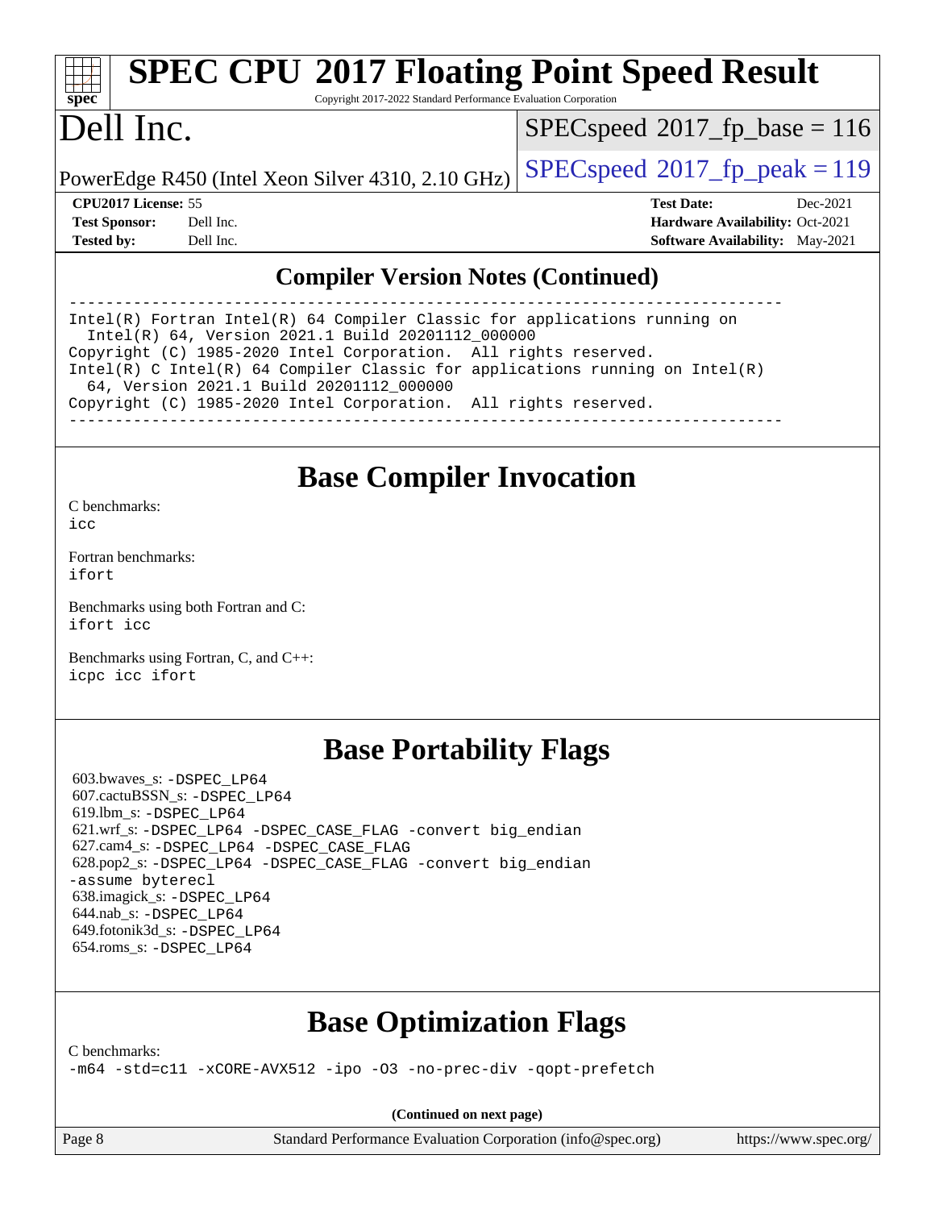## Compiler Version Notes (Continued)

```
==============================================================================
Intel(R) Fortran Intel(R) 64 Compiler Classic for applications running on
  Intel(R) 64, Version 2021.1 Build 20201112_000000
Copyright (C) 1985-2020 Intel Corporation.  All rights reserved.
Intel(R) C Intel(R) 64 Compiler Classic for applications running on Intel(R)
  64, Version 2021.1 Build 20201112_000000
Copyright (C) 1985-2020 Intel Corporation.  All rights reserved.
------------------------------------------------------------------------------
```

## Base Compiler Invocation

C benchmarks:
`icc`

Fortran benchmarks:
`ifort`

Benchmarks using both Fortran and C:
`ifort icc`

Benchmarks using Fortran, C, and C++:
`icpc icc ifort`

## Base Portability Flags

603.bwaves_s: `-DSPEC_LP64`
607.cactuBSSN_s: `-DSPEC_LP64`
619.lbm_s: `-DSPEC_LP64`
621.wrf_s: `-DSPEC_LP64 -DSPEC_CASE_FLAG -convert big_endian`
627.cam4_s: `-DSPEC_LP64 -DSPEC_CASE_FLAG`
628.pop2_s: `-DSPEC_LP64 -DSPEC_CASE_FLAG -convert big_endian -assume byterecl`
638.imagick_s: `-DSPEC_LP64`
644.nab_s: `-DSPEC_LP64`
649.fotonik3d_s: `-DSPEC_LP64`
654.roms_s: `-DSPEC_LP64`

## Base Optimization Flags

C benchmarks:
`-m64 -std=c11 -xCORE-AVX512 -ipo -O3 -no-prec-div -qopt-prefetch`

**(Continued on next page)**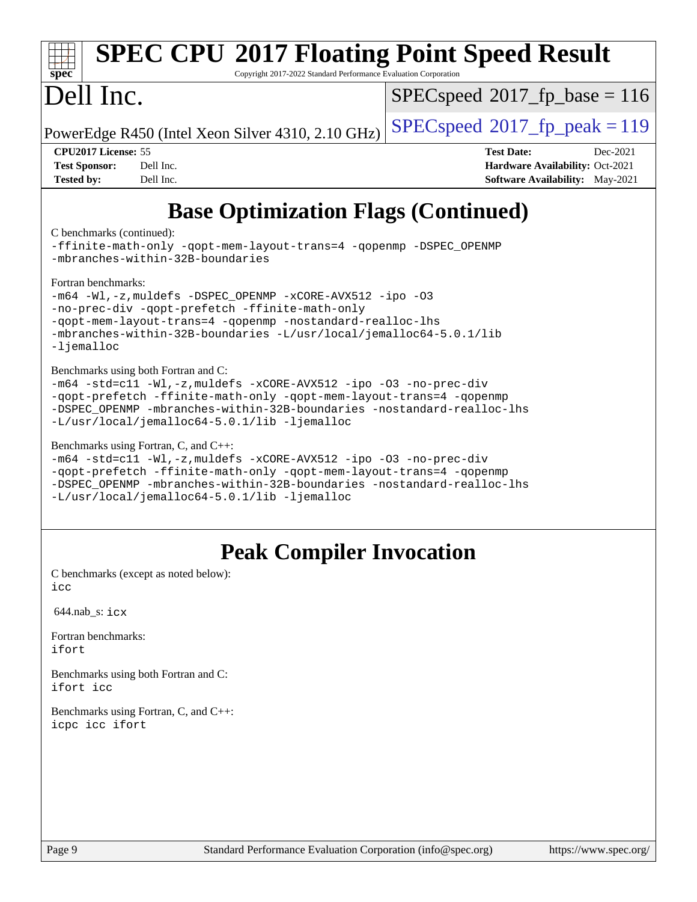## Base Optimization Flags (Continued)

C benchmarks (continued):

```
-ffinite-math-only -qopt-mem-layout-trans=4 -qopenmp -DSPEC_OPENMP
-mbranches-within-32B-boundaries
```

Fortran benchmarks:

```
-m64 -Wl,-z,muldefs -DSPEC_OPENMP -xCORE-AVX512 -ipo -O3
-no-prec-div -qopt-prefetch -ffinite-math-only
-qopt-mem-layout-trans=4 -qopenmp -nostandard-realloc-lhs
-mbranches-within-32B-boundaries -L/usr/local/jemalloc64-5.0.1/lib
-ljemalloc
```

Benchmarks using both Fortran and C:

```
-m64 -std=c11 -Wl,-z,muldefs -xCORE-AVX512 -ipo -O3 -no-prec-div
-qopt-prefetch -ffinite-math-only -qopt-mem-layout-trans=4 -qopenmp
-DSPEC_OPENMP -mbranches-within-32B-boundaries -nostandard-realloc-lhs
-L/usr/local/jemalloc64-5.0.1/lib -ljemalloc
```

Benchmarks using Fortran, C, and C++:

```
-m64 -std=c11 -Wl,-z,muldefs -xCORE-AVX512 -ipo -O3 -no-prec-div
-qopt-prefetch -ffinite-math-only -qopt-mem-layout-trans=4 -qopenmp
-DSPEC_OPENMP -mbranches-within-32B-boundaries -nostandard-realloc-lhs
-L/usr/local/jemalloc64-5.0.1/lib -ljemalloc
```

## Peak Compiler Invocation

C benchmarks (except as noted below):

```
icc
```

644.nab_s: `icx`

Fortran benchmarks:

```
ifort
```

Benchmarks using both Fortran and C:

```
ifort icc
```

Benchmarks using Fortran, C, and C++:

```
icpc icc ifort
```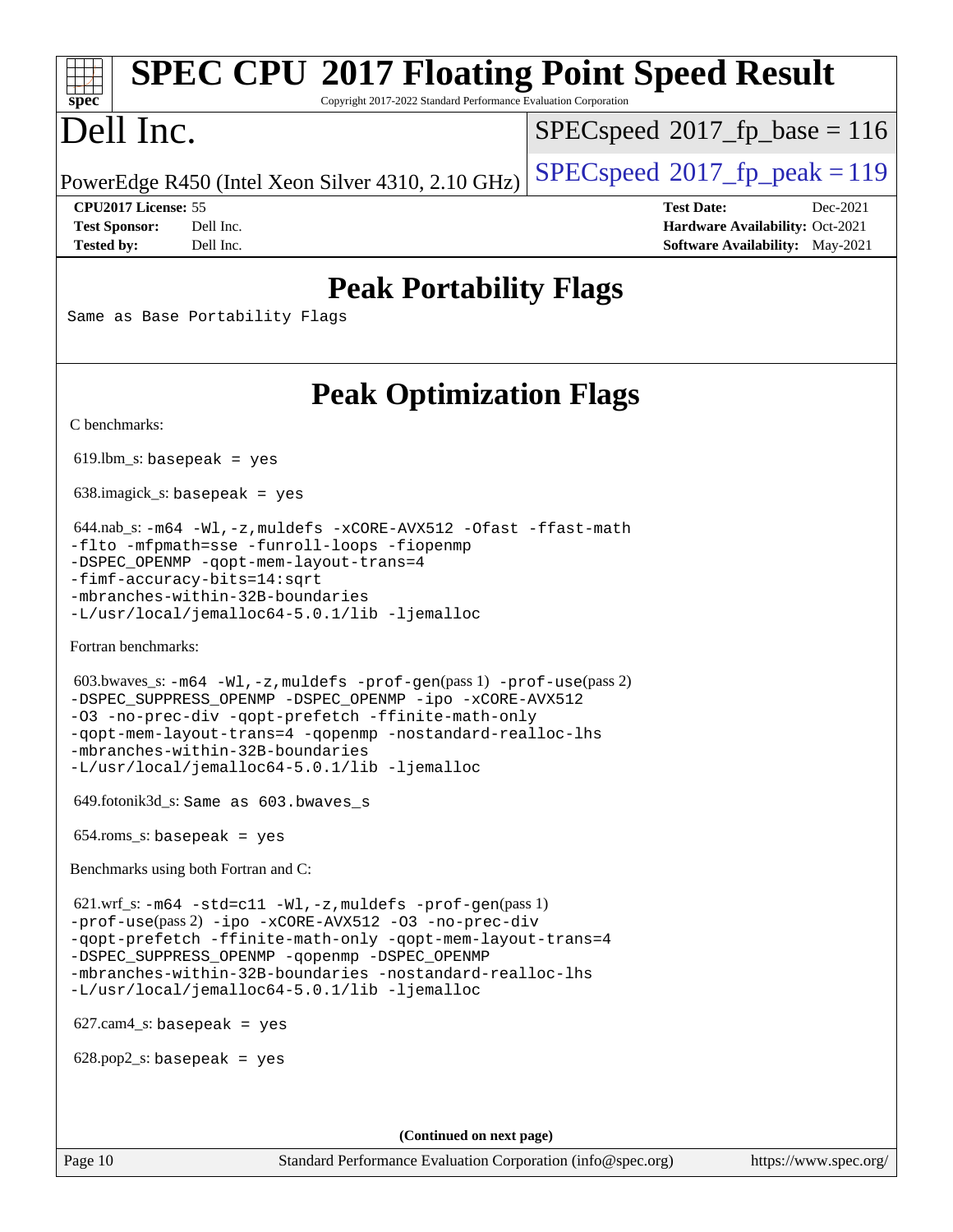# SPEC CPU 2017 Floating Point Speed Result

Copyright 2017-2022 Standard Performance Evaluation Corporation

# Dell Inc.

PowerEdge R450 (Intel Xeon Silver 4310, 2.10 GHz)

SPECspeed 2017_fp_base = 116

SPECspeed 2017_fp_peak = 119

**CPU2017 License:** 55
**Test Sponsor:** Dell Inc.
**Tested by:** Dell Inc.

**Test Date:** Dec-2021
**Hardware Availability:** Oct-2021
**Software Availability:** May-2021

## Peak Portability Flags

Same as Base Portability Flags

## Peak Optimization Flags

C benchmarks:

619.lbm_s: basepeak = yes

638.imagick_s: basepeak = yes

644.nab_s: -m64 -Wl,-z,muldefs -xCORE-AVX512 -Ofast -ffast-math -flto -mfpmath=sse -funroll-loops -fiopenmp -DSPEC_OPENMP -qopt-mem-layout-trans=4 -fimf-accuracy-bits=14:sqrt -mbranches-within-32B-boundaries -L/usr/local/jemalloc64-5.0.1/lib -ljemalloc

Fortran benchmarks:

603.bwaves_s: -m64 -Wl,-z,muldefs -prof-gen(pass 1) -prof-use(pass 2) -DSPEC_SUPPRESS_OPENMP -DSPEC_OPENMP -ipo -xCORE-AVX512 -O3 -no-prec-div -qopt-prefetch -ffinite-math-only -qopt-mem-layout-trans=4 -qopenmp -nostandard-realloc-lhs -mbranches-within-32B-boundaries -L/usr/local/jemalloc64-5.0.1/lib -ljemalloc

649.fotonik3d_s: Same as 603.bwaves_s

654.roms_s: basepeak = yes

Benchmarks using both Fortran and C:

621.wrf_s: -m64 -std=c11 -Wl,-z,muldefs -prof-gen(pass 1) -prof-use(pass 2) -ipo -xCORE-AVX512 -O3 -no-prec-div -qopt-prefetch -ffinite-math-only -qopt-mem-layout-trans=4 -DSPEC_SUPPRESS_OPENMP -qopenmp -DSPEC_OPENMP -mbranches-within-32B-boundaries -nostandard-realloc-lhs -L/usr/local/jemalloc64-5.0.1/lib -ljemalloc

627.cam4_s: basepeak = yes

628.pop2_s: basepeak = yes

**(Continued on next page)**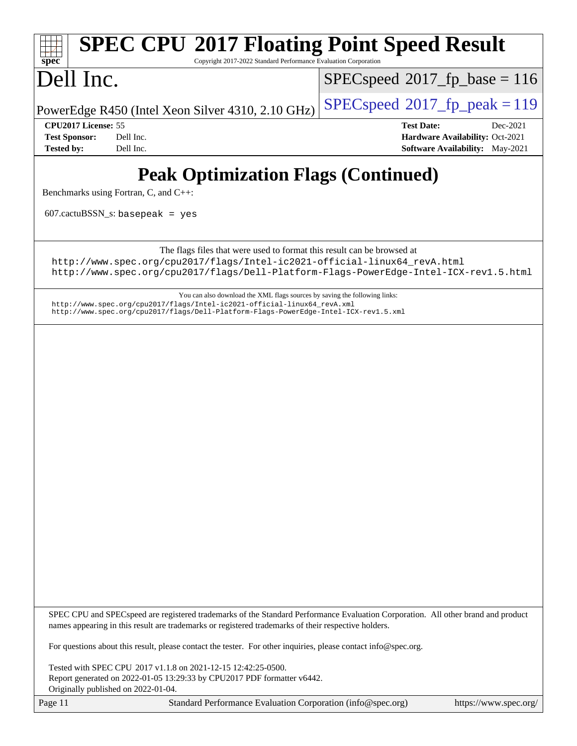# Peak Optimization Flags (Continued)

Benchmarks using Fortran, C, and C++:

607.cactuBSSN_s: `basepeak = yes`

The flags files that were used to format this result can be browsed at

http://www.spec.org/cpu2017/flags/Intel-ic2021-official-linux64_revA.html
http://www.spec.org/cpu2017/flags/Dell-Platform-Flags-PowerEdge-Intel-ICX-rev1.5.html

You can also download the XML flags sources by saving the following links:

http://www.spec.org/cpu2017/flags/Intel-ic2021-official-linux64_revA.xml
http://www.spec.org/cpu2017/flags/Dell-Platform-Flags-PowerEdge-Intel-ICX-rev1.5.xml

SPEC CPU and SPECspeed are registered trademarks of the Standard Performance Evaluation Corporation. All other brand and product names appearing in this result are trademarks or registered trademarks of their respective holders.

For questions about this result, please contact the tester. For other inquiries, please contact info@spec.org.

Tested with SPEC CPU 2017 v1.1.8 on 2021-12-15 12:42:25-0500.
Report generated on 2022-01-05 13:29:33 by CPU2017 PDF formatter v6442.
Originally published on 2022-01-04.